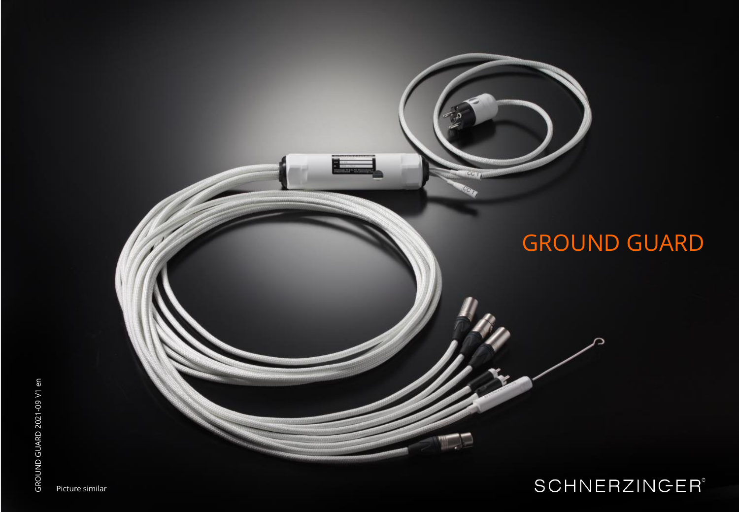# GROUND GUARD

SCHNERZINGER

Picture similar

GROUND GUARD 2021-09 V1 en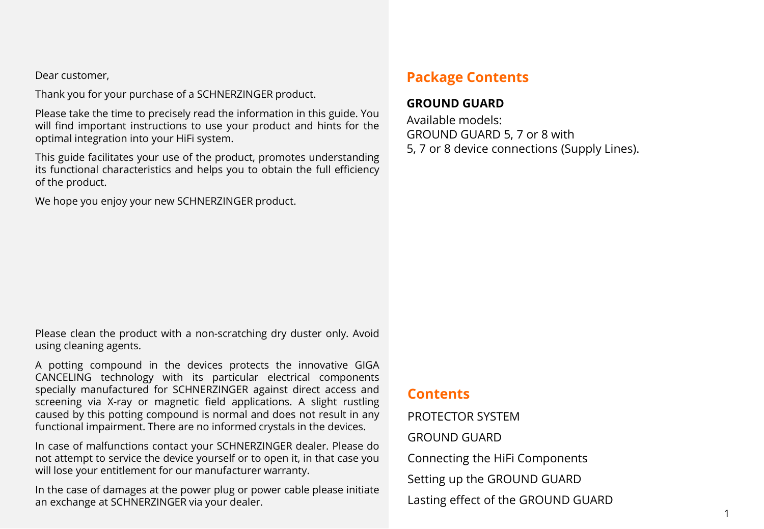Dear customer,

Thank you for your purchase of a SCHNERZINGER product.

Please take the time to precisely read the information in this guide. You will find important instructions to use your product and hints for the optimal integration into your HiFi system.

This guide facilitates your use of the product, promotes understanding its functional characteristics and helps you to obtain the full efficiency of the product.

We hope you enjoy your new SCHNERZINGER product.

Please clean the product with a non-scratching dry duster only. Avoid using cleaning agents.

A potting compound in the devices protects the innovative GIGA CANCELING technology with its particular electrical components specially manufactured for SCHNERZINGER against direct access and screening via X-ray or magnetic field applications. A slight rustling caused by this potting compound is normal and does not result in any functional impairment. There are no informed crystals in the devices.

In case of malfunctions contact your SCHNERZINGER dealer. Please do not attempt to service the device yourself or to open it, in that case you will lose your entitlement for our manufacturer warranty.

In the case of damages at the power plug or power cable please initiate an exchange at SCHNERZINGER via your dealer.

## Package Contents

**GROUND GUARD**

Available models:
GROUND GUARD 5, 7 or 8 with
5, 7 or 8 device connections (Supply Lines).

## Contents

PROTECTOR SYSTEM

GROUND GUARD

Connecting the HiFi Components

Setting up the GROUND GUARD

Lasting effect of the GROUND GUARD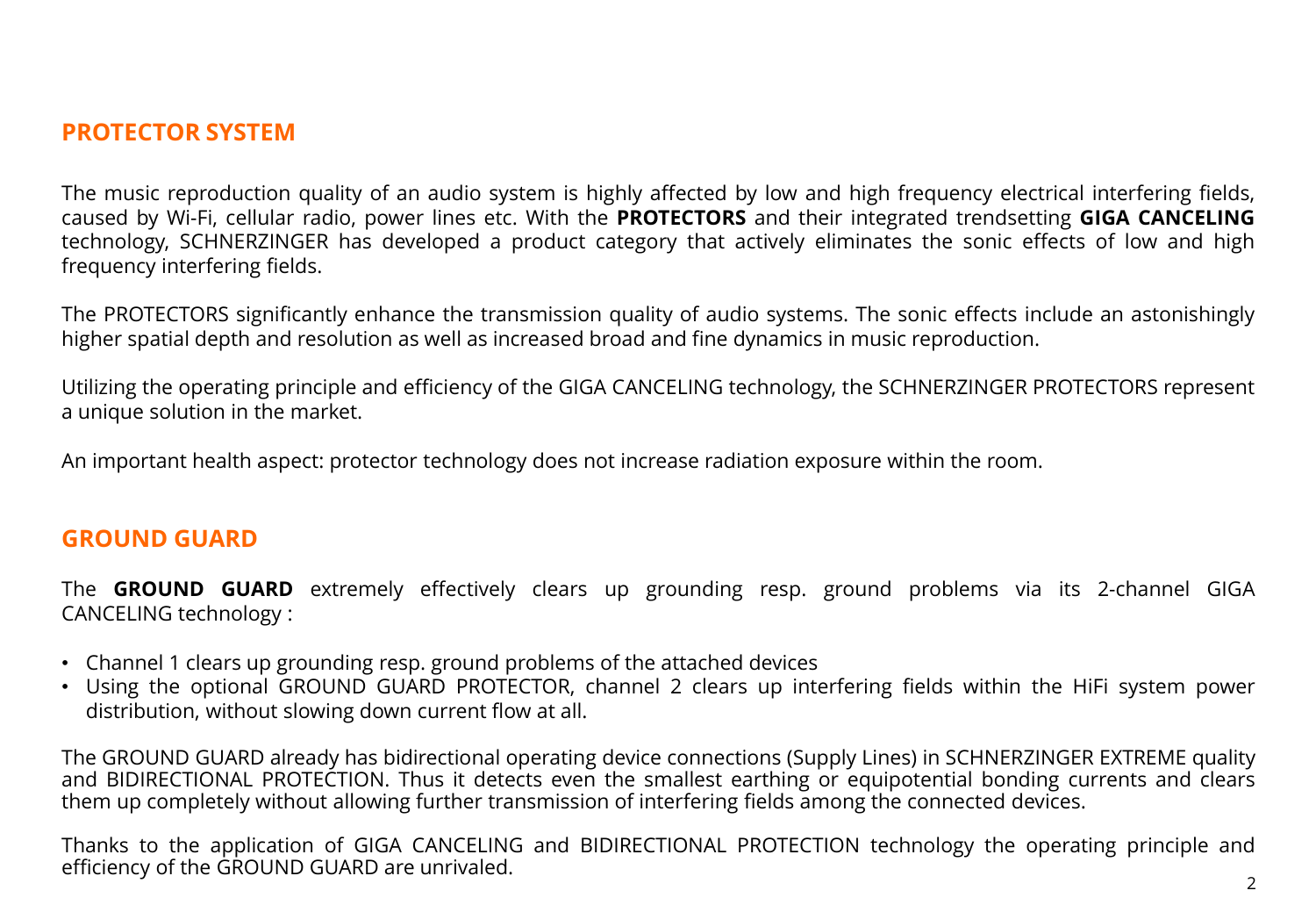## PROTECTOR SYSTEM

The music reproduction quality of an audio system is highly affected by low and high frequency electrical interfering fields, caused by Wi-Fi, cellular radio, power lines etc. With the **PROTECTORS** and their integrated trendsetting **GIGA CANCELING** technology, SCHNERZINGER has developed a product category that actively eliminates the sonic effects of low and high frequency interfering fields.

The PROTECTORS significantly enhance the transmission quality of audio systems. The sonic effects include an astonishingly higher spatial depth and resolution as well as increased broad and fine dynamics in music reproduction.

Utilizing the operating principle and efficiency of the GIGA CANCELING technology, the SCHNERZINGER PROTECTORS represent a unique solution in the market.

An important health aspect: protector technology does not increase radiation exposure within the room.

## GROUND GUARD

The **GROUND GUARD** extremely effectively clears up grounding resp. ground problems via its 2-channel GIGA CANCELING technology :

- Channel 1 clears up grounding resp. ground problems of the attached devices
- Using the optional GROUND GUARD PROTECTOR, channel 2 clears up interfering fields within the HiFi system power distribution, without slowing down current flow at all.

The GROUND GUARD already has bidirectional operating device connections (Supply Lines) in SCHNERZINGER EXTREME quality and BIDIRECTIONAL PROTECTION. Thus it detects even the smallest earthing or equipotential bonding currents and clears them up completely without allowing further transmission of interfering fields among the connected devices.

Thanks to the application of GIGA CANCELING and BIDIRECTIONAL PROTECTION technology the operating principle and efficiency of the GROUND GUARD are unrivaled.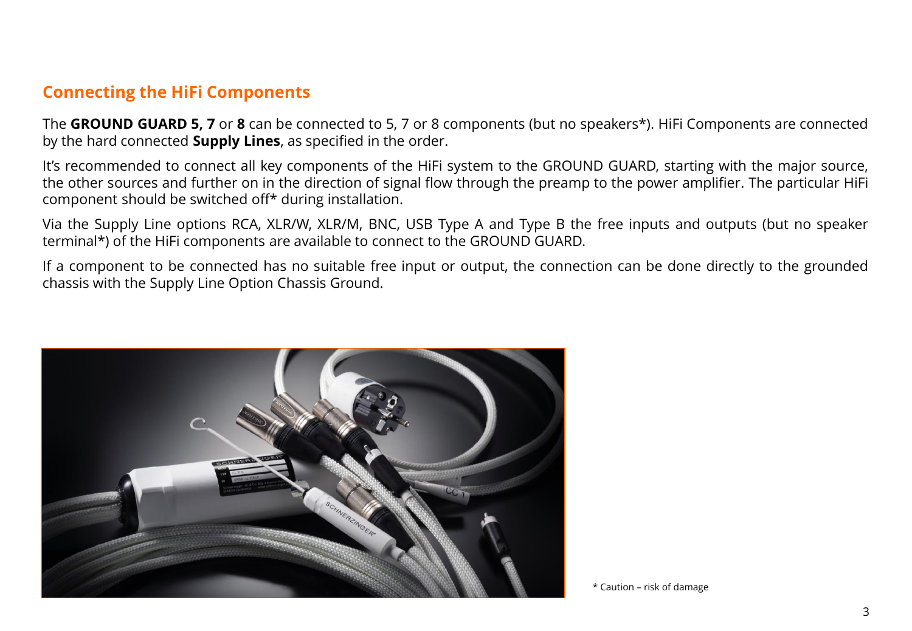## Connecting the HiFi Components

The **GROUND GUARD 5, 7** or **8** can be connected to 5, 7 or 8 components (but no speakers*). HiFi Components are connected by the hard connected **Supply Lines**, as specified in the order.

It's recommended to connect all key components of the HiFi system to the GROUND GUARD, starting with the major source, the other sources and further on in the direction of signal flow through the preamp to the power amplifier. The particular HiFi component should be switched off* during installation.

Via the Supply Line options RCA, XLR/W, XLR/M, BNC, USB Type A and Type B the free inputs and outputs (but no speaker terminal*) of the HiFi components are available to connect to the GROUND GUARD.

If a component to be connected has no suitable free input or output, the connection can be done directly to the grounded chassis with the Supply Line Option Chassis Ground.

* Caution – risk of damage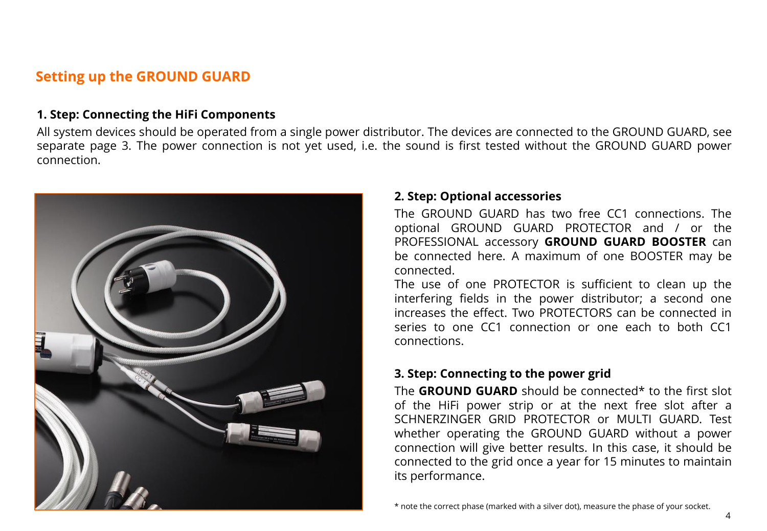## Setting up the GROUND GUARD

**1. Step: Connecting the HiFi Components**

All system devices should be operated from a single power distributor. The devices are connected to the GROUND GUARD, see separate page 3. The power connection is not yet used, i.e. the sound is first tested without the GROUND GUARD power connection.

**2. Step: Optional accessories**

The GROUND GUARD has two free CC1 connections. The optional GROUND GUARD PROTECTOR and / or the PROFESSIONAL accessory **GROUND GUARD BOOSTER** can be connected here. A maximum of one BOOSTER may be connected.
The use of one PROTECTOR is sufficient to clean up the interfering fields in the power distributor; a second one increases the effect. Two PROTECTORS can be connected in series to one CC1 connection or one each to both CC1 connections.

**3. Step: Connecting to the power grid**

The **GROUND GUARD** should be connected* to the first slot of the HiFi power strip or at the next free slot after a SCHNERZINGER GRID PROTECTOR or MULTI GUARD. Test whether operating the GROUND GUARD without a power connection will give better results. In this case, it should be connected to the grid once a year for 15 minutes to maintain its performance.

* note the correct phase (marked with a silver dot), measure the phase of your socket.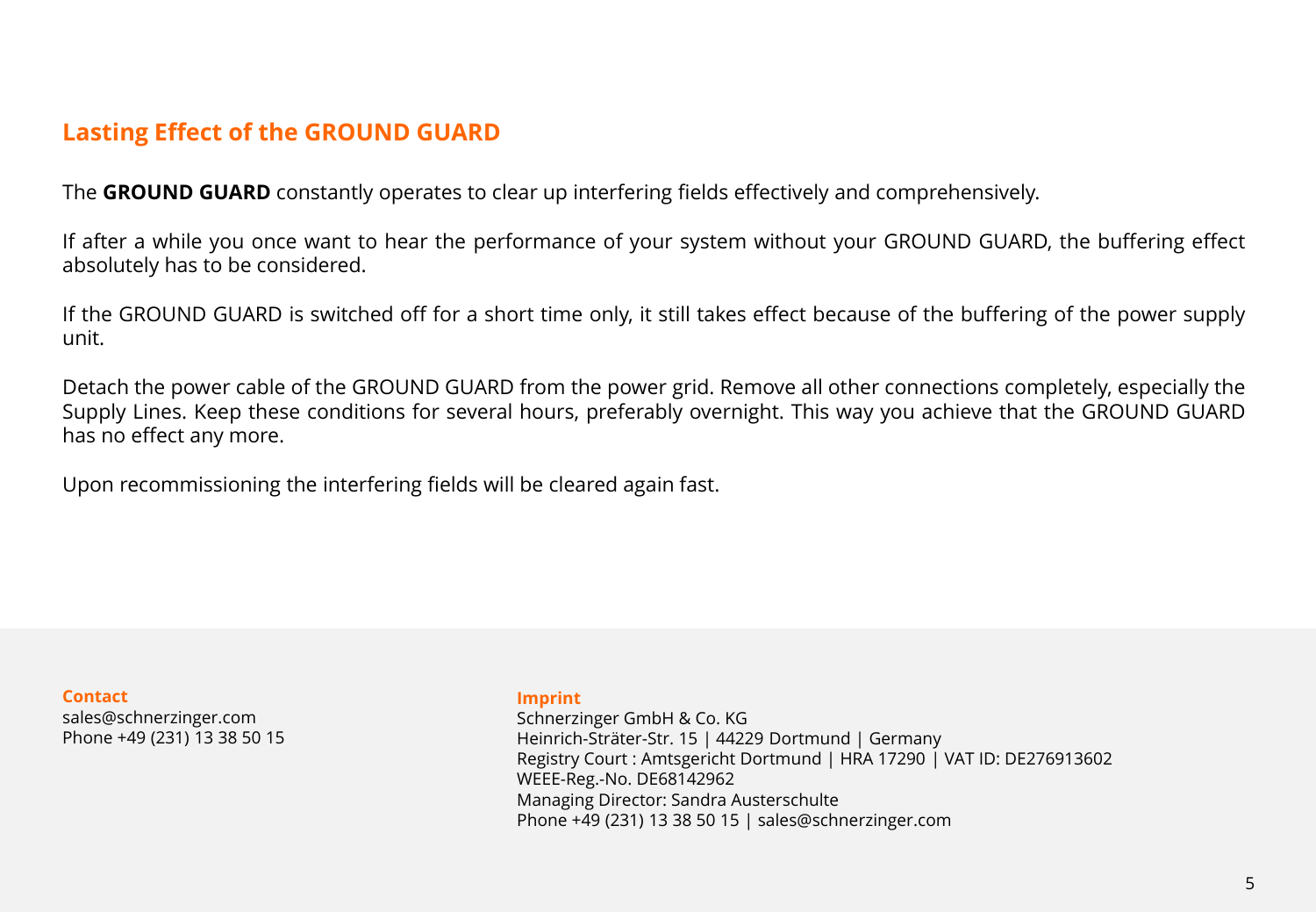## Lasting Effect of the GROUND GUARD

The **GROUND GUARD** constantly operates to clear up interfering fields effectively and comprehensively.

If after a while you once want to hear the performance of your system without your GROUND GUARD, the buffering effect absolutely has to be considered.

If the GROUND GUARD is switched off for a short time only, it still takes effect because of the buffering of the power supply unit.

Detach the power cable of the GROUND GUARD from the power grid. Remove all other connections completely, especially the Supply Lines. Keep these conditions for several hours, preferably overnight. This way you achieve that the GROUND GUARD has no effect any more.

Upon recommissioning the interfering fields will be cleared again fast.

**Contact**
sales@schnerzinger.com
Phone +49 (231) 13 38 50 15

**Imprint**
Schnerzinger GmbH & Co. KG
Heinrich-Sträter-Str. 15 | 44229 Dortmund | Germany
Registry Court : Amtsgericht Dortmund | HRA 17290 | VAT ID: DE276913602
WEEE-Reg.-No. DE68142962
Managing Director: Sandra Austerschulte
Phone +49 (231) 13 38 50 15 | sales@schnerzinger.com